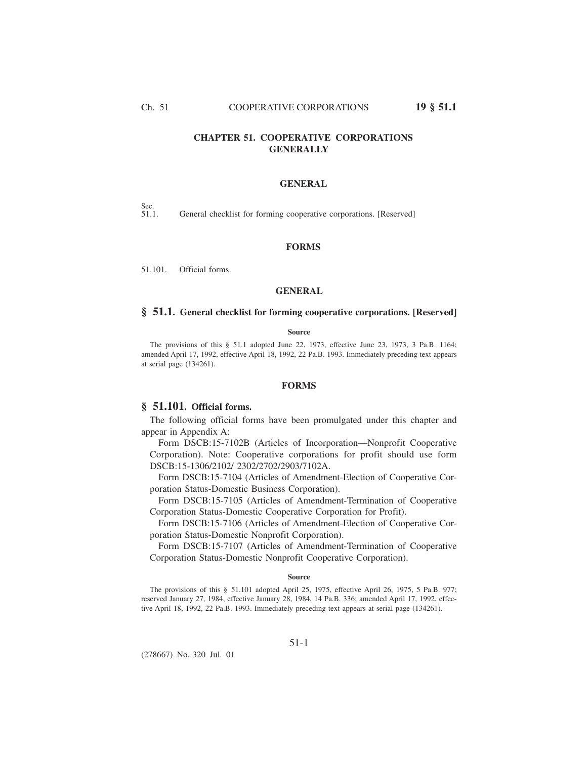# CHAPTER 51. COOPERATIVE CORPORATIONS GENERALLY

## GENERAL

Sec.
51.1. General checklist for forming cooperative corporations. [Reserved]

## FORMS

51.101. Official forms.

## GENERAL

### § 51.1. General checklist for forming cooperative corporations. [Reserved]

**Source**

The provisions of this § 51.1 adopted June 22, 1973, effective June 23, 1973, 3 Pa.B. 1164; amended April 17, 1992, effective April 18, 1992, 22 Pa.B. 1993. Immediately preceding text appears at serial page (134261).

## FORMS

### § 51.101. Official forms.

The following official forms have been promulgated under this chapter and appear in Appendix A:

Form DSCB:15-7102B (Articles of Incorporation—Nonprofit Cooperative Corporation). Note: Cooperative corporations for profit should use form DSCB:15-1306/2102/ 2302/2702/2903/7102A.

Form DSCB:15-7104 (Articles of Amendment-Election of Cooperative Corporation Status-Domestic Business Corporation).

Form DSCB:15-7105 (Articles of Amendment-Termination of Cooperative Corporation Status-Domestic Cooperative Corporation for Profit).

Form DSCB:15-7106 (Articles of Amendment-Election of Cooperative Corporation Status-Domestic Nonprofit Corporation).

Form DSCB:15-7107 (Articles of Amendment-Termination of Cooperative Corporation Status-Domestic Nonprofit Cooperative Corporation).

**Source**

The provisions of this § 51.101 adopted April 25, 1975, effective April 26, 1975, 5 Pa.B. 977; reserved January 27, 1984, effective January 28, 1984, 14 Pa.B. 336; amended April 17, 1992, effective April 18, 1992, 22 Pa.B. 1993. Immediately preceding text appears at serial page (134261).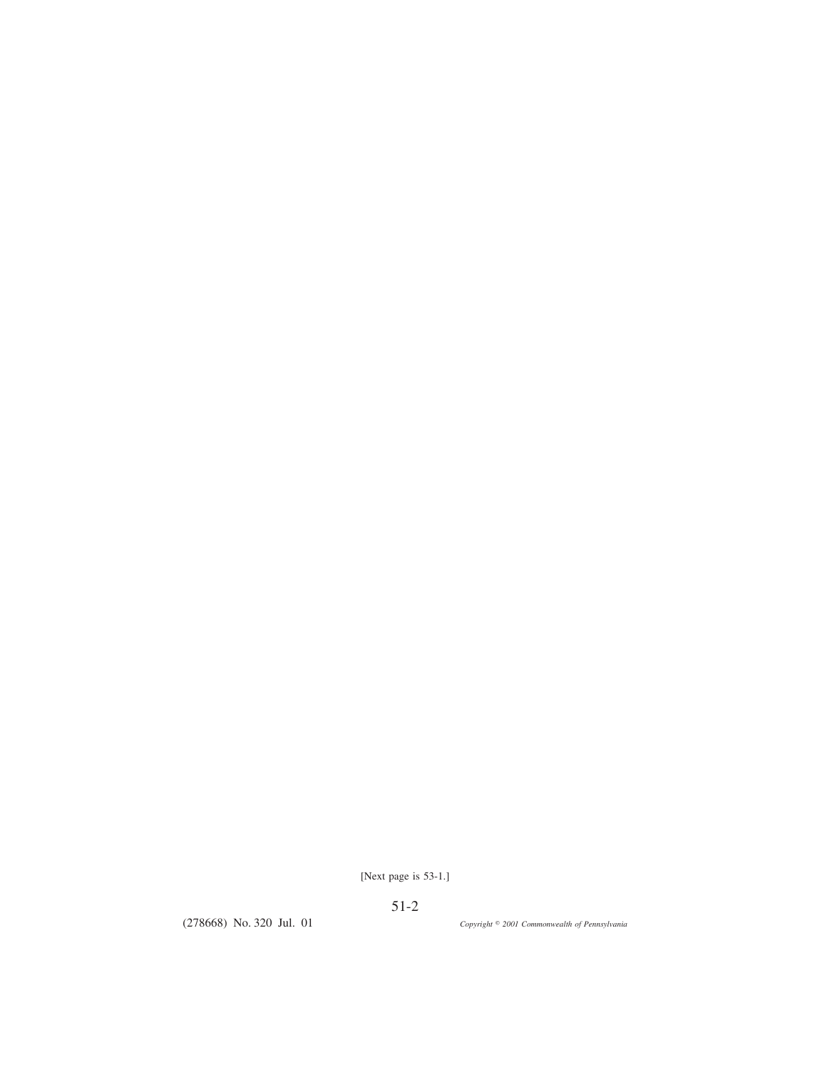[Next page is 53-1.]